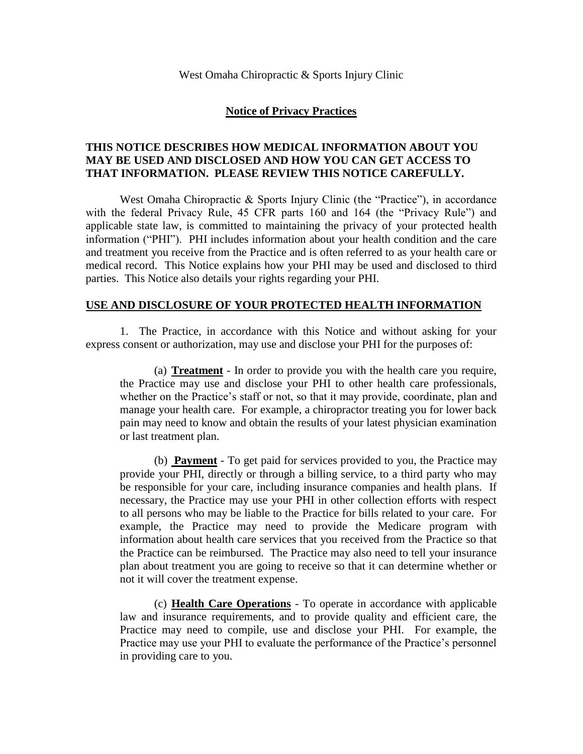West Omaha Chiropractic & Sports Injury Clinic

# Notice of Privacy Practices

**THIS NOTICE DESCRIBES HOW MEDICAL INFORMATION ABOUT YOU MAY BE USED AND DISCLOSED AND HOW YOU CAN GET ACCESS TO THAT INFORMATION. PLEASE REVIEW THIS NOTICE CAREFULLY.**

West Omaha Chiropractic & Sports Injury Clinic (the "Practice"), in accordance with the federal Privacy Rule, 45 CFR parts 160 and 164 (the "Privacy Rule") and applicable state law, is committed to maintaining the privacy of your protected health information ("PHI"). PHI includes information about your health condition and the care and treatment you receive from the Practice and is often referred to as your health care or medical record. This Notice explains how your PHI may be used and disclosed to third parties. This Notice also details your rights regarding your PHI.

## USE AND DISCLOSURE OF YOUR PROTECTED HEALTH INFORMATION

1. The Practice, in accordance with this Notice and without asking for your express consent or authorization, may use and disclose your PHI for the purposes of:

(a) **Treatment** - In order to provide you with the health care you require, the Practice may use and disclose your PHI to other health care professionals, whether on the Practice's staff or not, so that it may provide, coordinate, plan and manage your health care. For example, a chiropractor treating you for lower back pain may need to know and obtain the results of your latest physician examination or last treatment plan.

(b) **Payment** - To get paid for services provided to you, the Practice may provide your PHI, directly or through a billing service, to a third party who may be responsible for your care, including insurance companies and health plans. If necessary, the Practice may use your PHI in other collection efforts with respect to all persons who may be liable to the Practice for bills related to your care. For example, the Practice may need to provide the Medicare program with information about health care services that you received from the Practice so that the Practice can be reimbursed. The Practice may also need to tell your insurance plan about treatment you are going to receive so that it can determine whether or not it will cover the treatment expense.

(c) **Health Care Operations** - To operate in accordance with applicable law and insurance requirements, and to provide quality and efficient care, the Practice may need to compile, use and disclose your PHI. For example, the Practice may use your PHI to evaluate the performance of the Practice's personnel in providing care to you.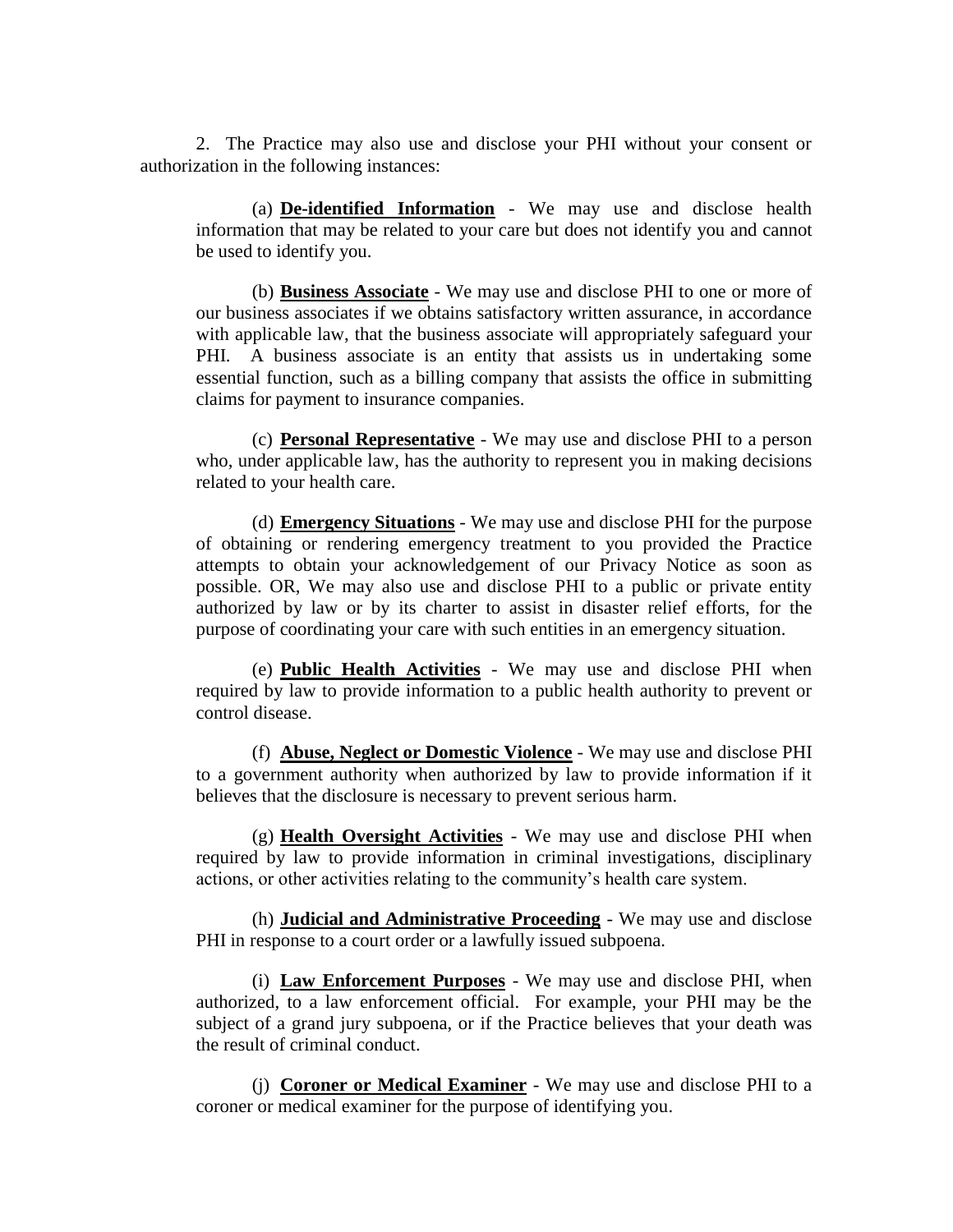2. The Practice may also use and disclose your PHI without your consent or authorization in the following instances:

(a) **<u>De-identified Information</u>** - We may use and disclose health information that may be related to your care but does not identify you and cannot be used to identify you.

(b) **<u>Business Associate</u>** - We may use and disclose PHI to one or more of our business associates if we obtains satisfactory written assurance, in accordance with applicable law, that the business associate will appropriately safeguard your PHI. A business associate is an entity that assists us in undertaking some essential function, such as a billing company that assists the office in submitting claims for payment to insurance companies.

(c) **<u>Personal Representative</u>** - We may use and disclose PHI to a person who, under applicable law, has the authority to represent you in making decisions related to your health care.

(d) **<u>Emergency Situations</u>** - We may use and disclose PHI for the purpose of obtaining or rendering emergency treatment to you provided the Practice attempts to obtain your acknowledgement of our Privacy Notice as soon as possible. OR, We may also use and disclose PHI to a public or private entity authorized by law or by its charter to assist in disaster relief efforts, for the purpose of coordinating your care with such entities in an emergency situation.

(e) **<u>Public Health Activities</u>** - We may use and disclose PHI when required by law to provide information to a public health authority to prevent or control disease.

(f) **<u>Abuse, Neglect or Domestic Violence</u>** - We may use and disclose PHI to a government authority when authorized by law to provide information if it believes that the disclosure is necessary to prevent serious harm.

(g) **<u>Health Oversight Activities</u>** - We may use and disclose PHI when required by law to provide information in criminal investigations, disciplinary actions, or other activities relating to the community's health care system.

(h) **<u>Judicial and Administrative Proceeding</u>** - We may use and disclose PHI in response to a court order or a lawfully issued subpoena.

(i) **<u>Law Enforcement Purposes</u>** - We may use and disclose PHI, when authorized, to a law enforcement official. For example, your PHI may be the subject of a grand jury subpoena, or if the Practice believes that your death was the result of criminal conduct.

(j) **<u>Coroner or Medical Examiner</u>** - We may use and disclose PHI to a coroner or medical examiner for the purpose of identifying you.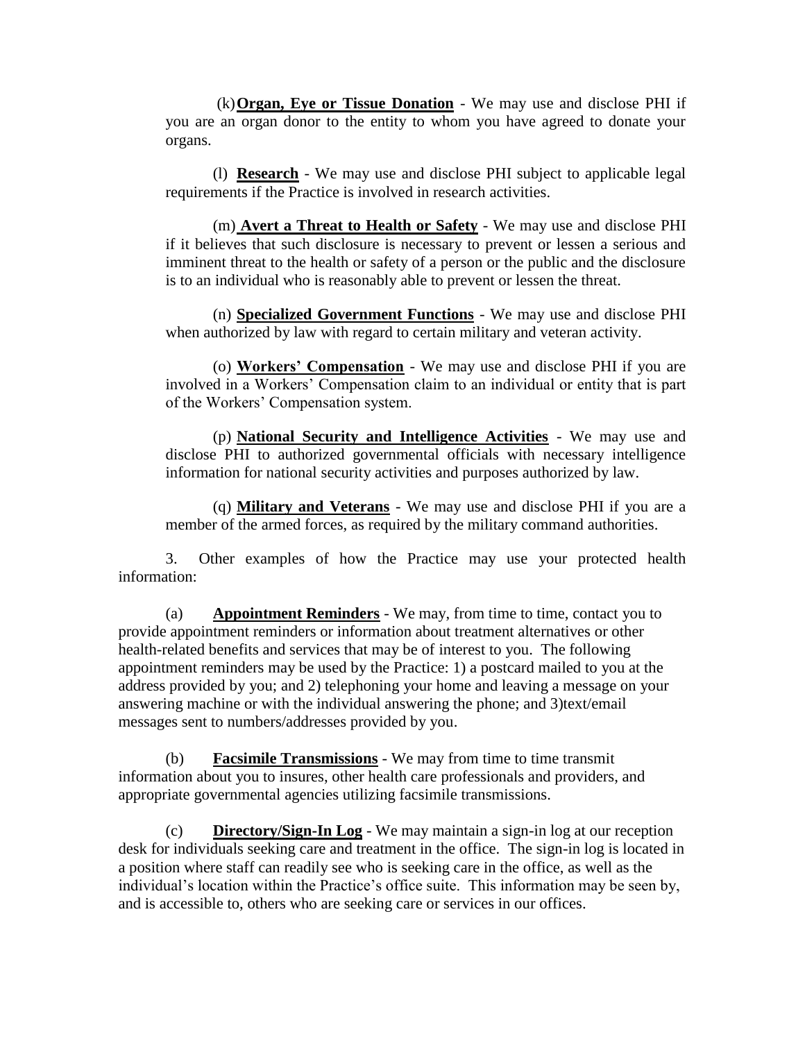(k) **Organ, Eye or Tissue Donation** - We may use and disclose PHI if you are an organ donor to the entity to whom you have agreed to donate your organs.

(l) **Research** - We may use and disclose PHI subject to applicable legal requirements if the Practice is involved in research activities.

(m) **Avert a Threat to Health or Safety** - We may use and disclose PHI if it believes that such disclosure is necessary to prevent or lessen a serious and imminent threat to the health or safety of a person or the public and the disclosure is to an individual who is reasonably able to prevent or lessen the threat.

(n) **Specialized Government Functions** - We may use and disclose PHI when authorized by law with regard to certain military and veteran activity.

(o) **Workers' Compensation** - We may use and disclose PHI if you are involved in a Workers' Compensation claim to an individual or entity that is part of the Workers' Compensation system.

(p) **National Security and Intelligence Activities** - We may use and disclose PHI to authorized governmental officials with necessary intelligence information for national security activities and purposes authorized by law.

(q) **Military and Veterans** - We may use and disclose PHI if you are a member of the armed forces, as required by the military command authorities.

3. Other examples of how the Practice may use your protected health information:

(a) **Appointment Reminders** - We may, from time to time, contact you to provide appointment reminders or information about treatment alternatives or other health-related benefits and services that may be of interest to you. The following appointment reminders may be used by the Practice: 1) a postcard mailed to you at the address provided by you; and 2) telephoning your home and leaving a message on your answering machine or with the individual answering the phone; and 3)text/email messages sent to numbers/addresses provided by you.

(b) **Facsimile Transmissions** - We may from time to time transmit information about you to insures, other health care professionals and providers, and appropriate governmental agencies utilizing facsimile transmissions.

(c) **Directory/Sign-In Log** - We may maintain a sign-in log at our reception desk for individuals seeking care and treatment in the office. The sign-in log is located in a position where staff can readily see who is seeking care in the office, as well as the individual's location within the Practice's office suite. This information may be seen by, and is accessible to, others who are seeking care or services in our offices.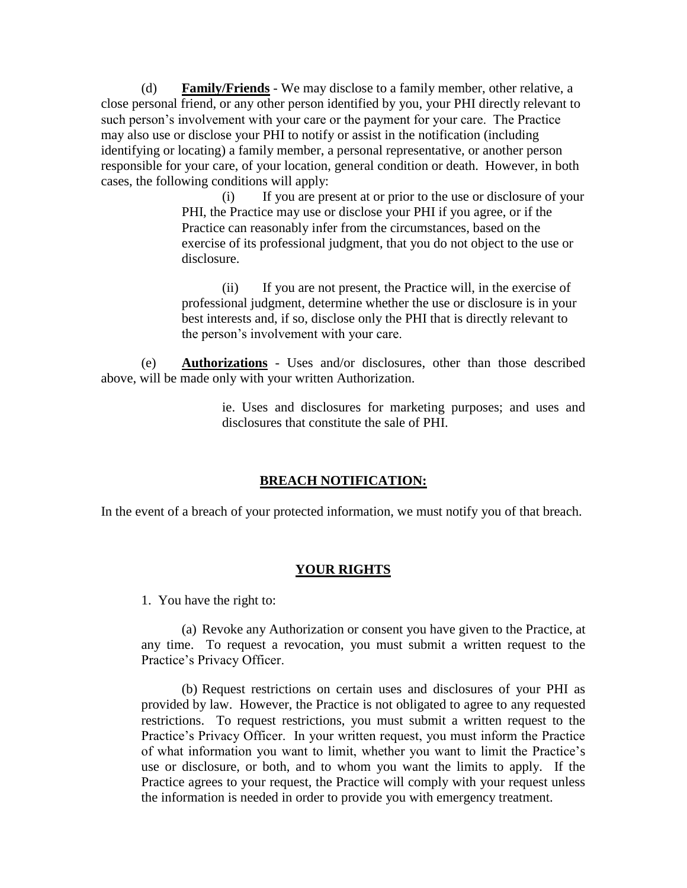(d) **Family/Friends** - We may disclose to a family member, other relative, a close personal friend, or any other person identified by you, your PHI directly relevant to such person's involvement with your care or the payment for your care. The Practice may also use or disclose your PHI to notify or assist in the notification (including identifying or locating) a family member, a personal representative, or another person responsible for your care, of your location, general condition or death. However, in both cases, the following conditions will apply:

> (i) If you are present at or prior to the use or disclosure of your PHI, the Practice may use or disclose your PHI if you agree, or if the Practice can reasonably infer from the circumstances, based on the exercise of its professional judgment, that you do not object to the use or disclosure.
>
> (ii) If you are not present, the Practice will, in the exercise of professional judgment, determine whether the use or disclosure is in your best interests and, if so, disclose only the PHI that is directly relevant to the person's involvement with your care.

(e) **Authorizations** - Uses and/or disclosures, other than those described above, will be made only with your written Authorization.

> ie. Uses and disclosures for marketing purposes; and uses and disclosures that constitute the sale of PHI.

## BREACH NOTIFICATION:

In the event of a breach of your protected information, we must notify you of that breach.

## YOUR RIGHTS

1. You have the right to:

(a) Revoke any Authorization or consent you have given to the Practice, at any time. To request a revocation, you must submit a written request to the Practice's Privacy Officer.

(b) Request restrictions on certain uses and disclosures of your PHI as provided by law. However, the Practice is not obligated to agree to any requested restrictions. To request restrictions, you must submit a written request to the Practice's Privacy Officer. In your written request, you must inform the Practice of what information you want to limit, whether you want to limit the Practice's use or disclosure, or both, and to whom you want the limits to apply. If the Practice agrees to your request, the Practice will comply with your request unless the information is needed in order to provide you with emergency treatment.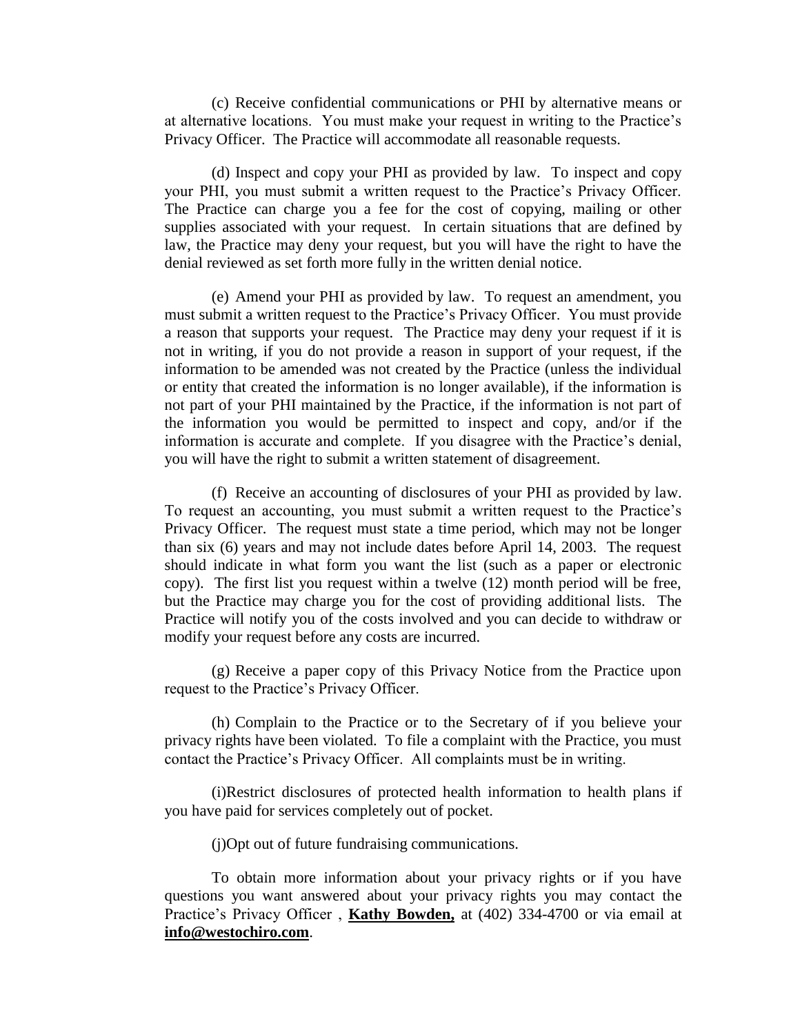(c) Receive confidential communications or PHI by alternative means or at alternative locations. You must make your request in writing to the Practice's Privacy Officer. The Practice will accommodate all reasonable requests.

(d) Inspect and copy your PHI as provided by law. To inspect and copy your PHI, you must submit a written request to the Practice's Privacy Officer. The Practice can charge you a fee for the cost of copying, mailing or other supplies associated with your request. In certain situations that are defined by law, the Practice may deny your request, but you will have the right to have the denial reviewed as set forth more fully in the written denial notice.

(e) Amend your PHI as provided by law. To request an amendment, you must submit a written request to the Practice's Privacy Officer. You must provide a reason that supports your request. The Practice may deny your request if it is not in writing, if you do not provide a reason in support of your request, if the information to be amended was not created by the Practice (unless the individual or entity that created the information is no longer available), if the information is not part of your PHI maintained by the Practice, if the information is not part of the information you would be permitted to inspect and copy, and/or if the information is accurate and complete. If you disagree with the Practice's denial, you will have the right to submit a written statement of disagreement.

(f) Receive an accounting of disclosures of your PHI as provided by law. To request an accounting, you must submit a written request to the Practice's Privacy Officer. The request must state a time period, which may not be longer than six (6) years and may not include dates before April 14, 2003. The request should indicate in what form you want the list (such as a paper or electronic copy). The first list you request within a twelve (12) month period will be free, but the Practice may charge you for the cost of providing additional lists. The Practice will notify you of the costs involved and you can decide to withdraw or modify your request before any costs are incurred.

(g) Receive a paper copy of this Privacy Notice from the Practice upon request to the Practice's Privacy Officer.

(h) Complain to the Practice or to the Secretary of if you believe your privacy rights have been violated. To file a complaint with the Practice, you must contact the Practice's Privacy Officer. All complaints must be in writing.

(i)Restrict disclosures of protected health information to health plans if you have paid for services completely out of pocket.

(j)Opt out of future fundraising communications.

To obtain more information about your privacy rights or if you have questions you want answered about your privacy rights you may contact the Practice's Privacy Officer , **Kathy Bowden,** at (402) 334-4700 or via email at **info@westochiro.com**.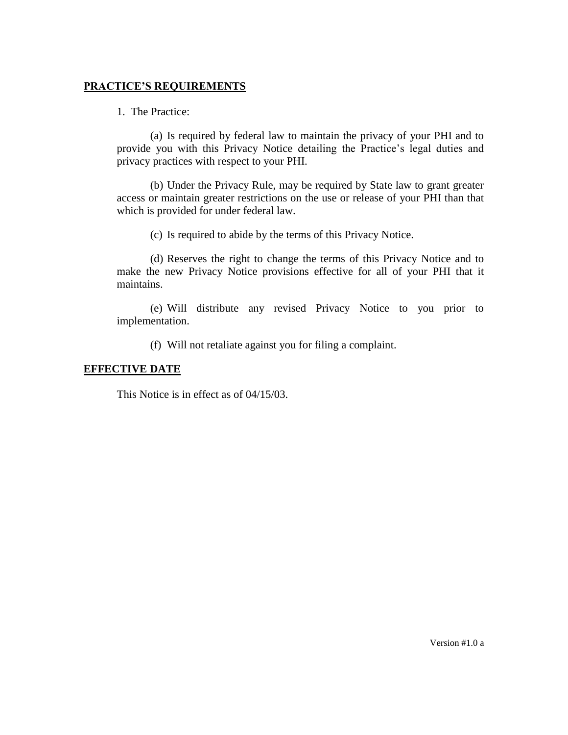## PRACTICE'S REQUIREMENTS

1. The Practice:

(a) Is required by federal law to maintain the privacy of your PHI and to provide you with this Privacy Notice detailing the Practice's legal duties and privacy practices with respect to your PHI.

(b) Under the Privacy Rule, may be required by State law to grant greater access or maintain greater restrictions on the use or release of your PHI than that which is provided for under federal law.

(c) Is required to abide by the terms of this Privacy Notice.

(d) Reserves the right to change the terms of this Privacy Notice and to make the new Privacy Notice provisions effective for all of your PHI that it maintains.

(e) Will distribute any revised Privacy Notice to you prior to implementation.

(f) Will not retaliate against you for filing a complaint.

## EFFECTIVE DATE

This Notice is in effect as of 04/15/03.

Version #1.0 a